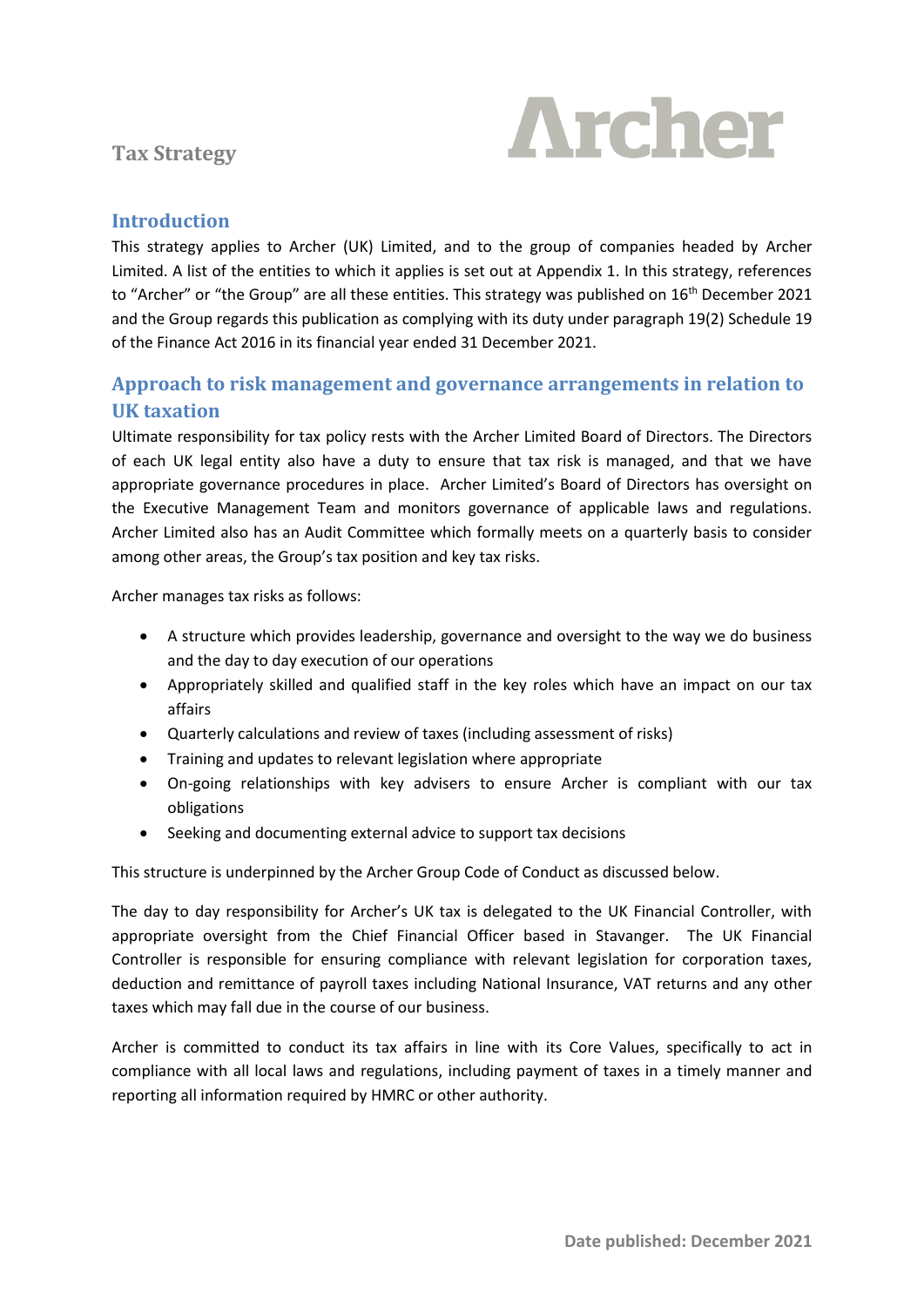# Tax Strategy

Archer

## Introduction

This strategy applies to Archer (UK) Limited, and to the group of companies headed by Archer Limited. A list of the entities to which it applies is set out at Appendix 1. In this strategy, references to "Archer" or "the Group" are all these entities. This strategy was published on 16th December 2021 and the Group regards this publication as complying with its duty under paragraph 19(2) Schedule 19 of the Finance Act 2016 in its financial year ended 31 December 2021.

## Approach to risk management and governance arrangements in relation to UK taxation

Ultimate responsibility for tax policy rests with the Archer Limited Board of Directors. The Directors of each UK legal entity also have a duty to ensure that tax risk is managed, and that we have appropriate governance procedures in place. Archer Limited's Board of Directors has oversight on the Executive Management Team and monitors governance of applicable laws and regulations. Archer Limited also has an Audit Committee which formally meets on a quarterly basis to consider among other areas, the Group's tax position and key tax risks.

Archer manages tax risks as follows:

- A structure which provides leadership, governance and oversight to the way we do business and the day to day execution of our operations
- Appropriately skilled and qualified staff in the key roles which have an impact on our tax affairs
- Quarterly calculations and review of taxes (including assessment of risks)
- Training and updates to relevant legislation where appropriate
- On-going relationships with key advisers to ensure Archer is compliant with our tax obligations
- Seeking and documenting external advice to support tax decisions

This structure is underpinned by the Archer Group Code of Conduct as discussed below.

The day to day responsibility for Archer's UK tax is delegated to the UK Financial Controller, with appropriate oversight from the Chief Financial Officer based in Stavanger. The UK Financial Controller is responsible for ensuring compliance with relevant legislation for corporation taxes, deduction and remittance of payroll taxes including National Insurance, VAT returns and any other taxes which may fall due in the course of our business.

Archer is committed to conduct its tax affairs in line with its Core Values, specifically to act in compliance with all local laws and regulations, including payment of taxes in a timely manner and reporting all information required by HMRC or other authority.

**Date published: December 2021**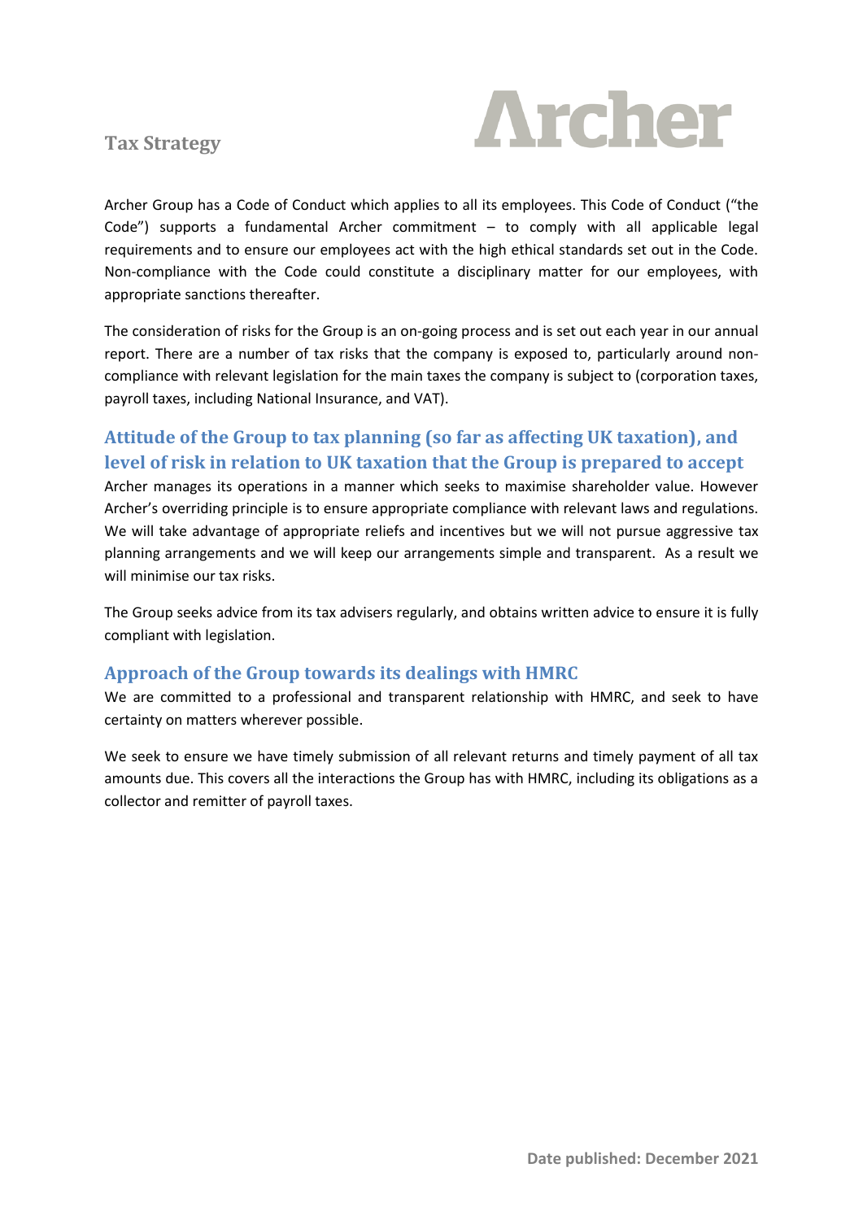# Tax Strategy

Archer

Archer Group has a Code of Conduct which applies to all its employees. This Code of Conduct ("the Code") supports a fundamental Archer commitment – to comply with all applicable legal requirements and to ensure our employees act with the high ethical standards set out in the Code. Non-compliance with the Code could constitute a disciplinary matter for our employees, with appropriate sanctions thereafter.

The consideration of risks for the Group is an on-going process and is set out each year in our annual report. There are a number of tax risks that the company is exposed to, particularly around non-compliance with relevant legislation for the main taxes the company is subject to (corporation taxes, payroll taxes, including National Insurance, and VAT).

## Attitude of the Group to tax planning (so far as affecting UK taxation), and level of risk in relation to UK taxation that the Group is prepared to accept

Archer manages its operations in a manner which seeks to maximise shareholder value. However Archer's overriding principle is to ensure appropriate compliance with relevant laws and regulations. We will take advantage of appropriate reliefs and incentives but we will not pursue aggressive tax planning arrangements and we will keep our arrangements simple and transparent. As a result we will minimise our tax risks.

The Group seeks advice from its tax advisers regularly, and obtains written advice to ensure it is fully compliant with legislation.

## Approach of the Group towards its dealings with HMRC

We are committed to a professional and transparent relationship with HMRC, and seek to have certainty on matters wherever possible.

We seek to ensure we have timely submission of all relevant returns and timely payment of all tax amounts due. This covers all the interactions the Group has with HMRC, including its obligations as a collector and remitter of payroll taxes.

Date published: December 2021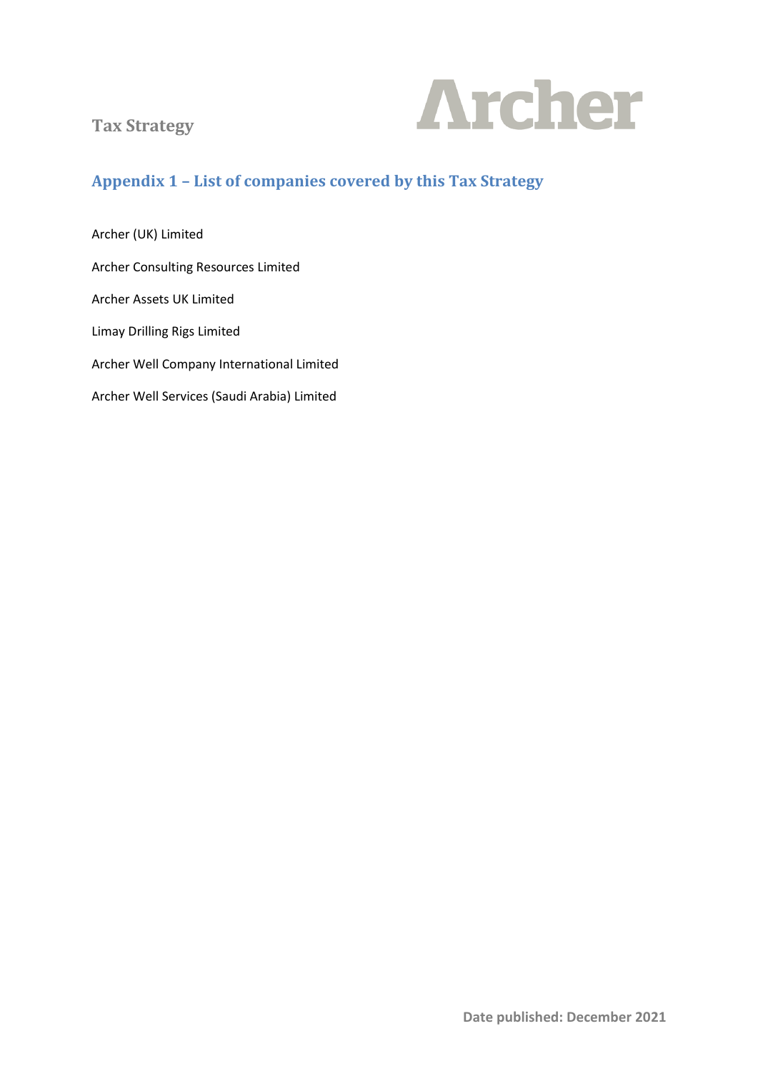## Appendix 1 – List of companies covered by this Tax Strategy

Archer (UK) Limited

Archer Consulting Resources Limited

Archer Assets UK Limited

Limay Drilling Rigs Limited

Archer Well Company International Limited

Archer Well Services (Saudi Arabia) Limited

**Date published: December 2021**